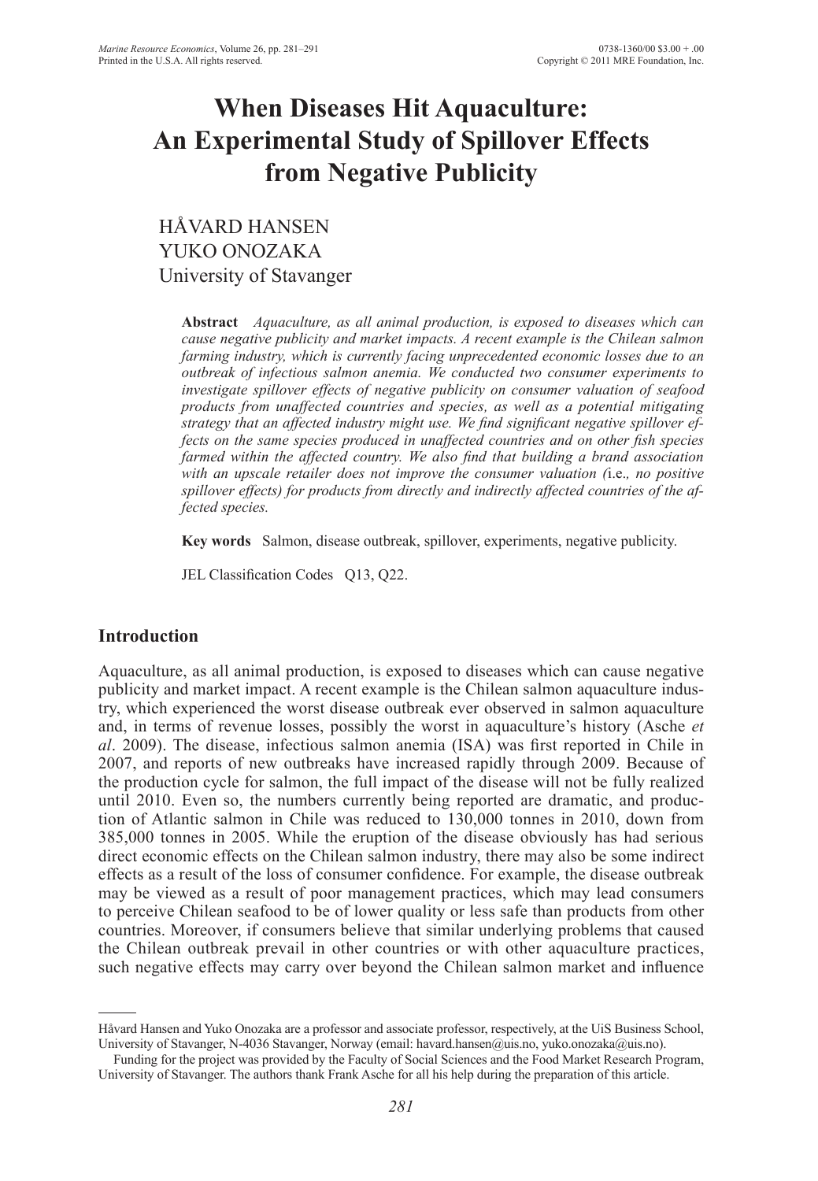# When Diseases Hit Aquaculture: An Experimental Study of Spillover Effects from Negative Publicity

HÅVARD HANSEN
YUKO ONOZAKA
University of Stavanger

**Abstract** *Aquaculture, as all animal production, is exposed to diseases which can cause negative publicity and market impacts. A recent example is the Chilean salmon farming industry, which is currently facing unprecedented economic losses due to an outbreak of infectious salmon anemia. We conducted two consumer experiments to investigate spillover effects of negative publicity on consumer valuation of seafood products from unaffected countries and species, as well as a potential mitigating strategy that an affected industry might use. We find significant negative spillover effects on the same species produced in unaffected countries and on other fish species farmed within the affected country. We also find that building a brand association with an upscale retailer does not improve the consumer valuation (*i.e.*, no positive spillover effects) for products from directly and indirectly affected countries of the affected species.*

**Key words** Salmon, disease outbreak, spillover, experiments, negative publicity.

JEL Classification Codes Q13, Q22.

## Introduction

Aquaculture, as all animal production, is exposed to diseases which can cause negative publicity and market impact. A recent example is the Chilean salmon aquaculture industry, which experienced the worst disease outbreak ever observed in salmon aquaculture and, in terms of revenue losses, possibly the worst in aquaculture's history (Asche *et al*. 2009). The disease, infectious salmon anemia (ISA) was first reported in Chile in 2007, and reports of new outbreaks have increased rapidly through 2009. Because of the production cycle for salmon, the full impact of the disease will not be fully realized until 2010. Even so, the numbers currently being reported are dramatic, and production of Atlantic salmon in Chile was reduced to 130,000 tonnes in 2010, down from 385,000 tonnes in 2005. While the eruption of the disease obviously has had serious direct economic effects on the Chilean salmon industry, there may also be some indirect effects as a result of the loss of consumer confidence. For example, the disease outbreak may be viewed as a result of poor management practices, which may lead consumers to perceive Chilean seafood to be of lower quality or less safe than products from other countries. Moreover, if consumers believe that similar underlying problems that caused the Chilean outbreak prevail in other countries or with other aquaculture practices, such negative effects may carry over beyond the Chilean salmon market and influence

---

Håvard Hansen and Yuko Onozaka are a professor and associate professor, respectively, at the UiS Business School, University of Stavanger, N-4036 Stavanger, Norway (email: havard.hansen@uis.no, yuko.onozaka@uis.no).

Funding for the project was provided by the Faculty of Social Sciences and the Food Market Research Program, University of Stavanger. The authors thank Frank Asche for all his help during the preparation of this article.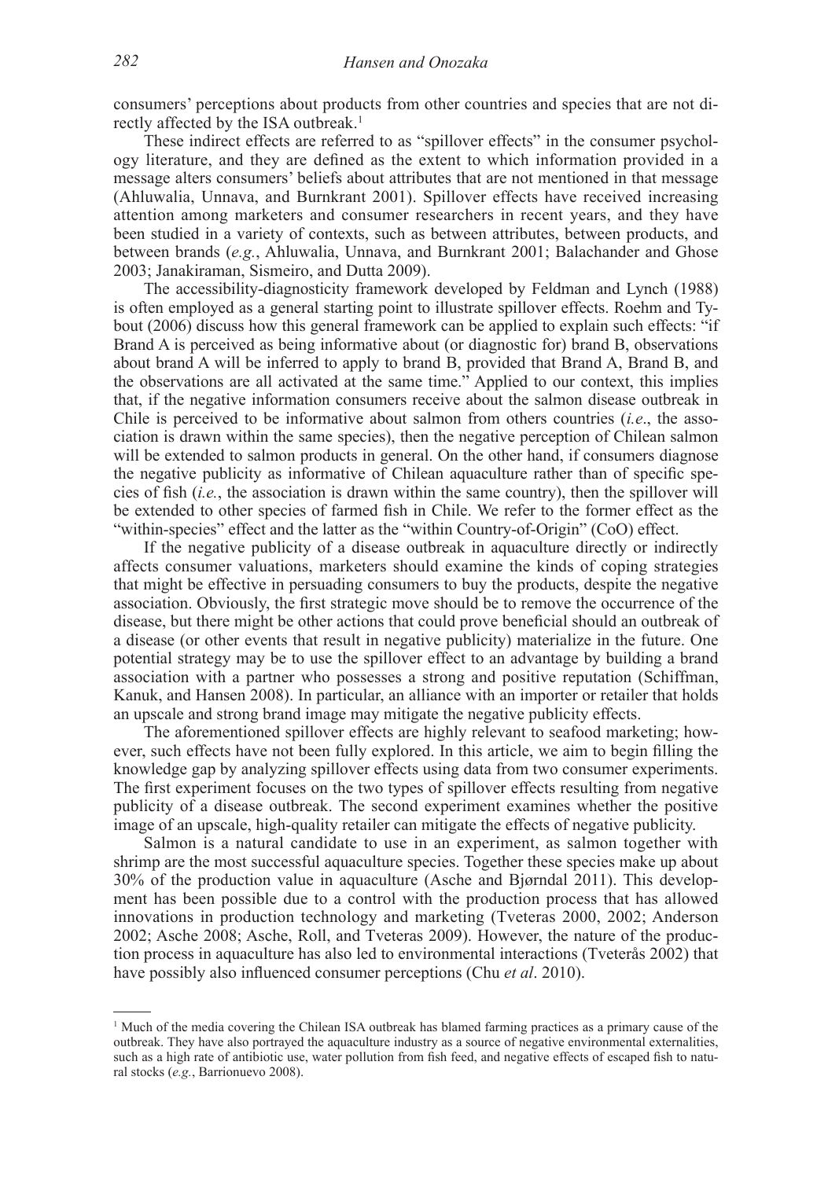consumers' perceptions about products from other countries and species that are not directly affected by the ISA outbreak.[1]

These indirect effects are referred to as "spillover effects" in the consumer psychology literature, and they are defined as the extent to which information provided in a message alters consumers' beliefs about attributes that are not mentioned in that message (Ahluwalia, Unnava, and Burnkrant 2001). Spillover effects have received increasing attention among marketers and consumer researchers in recent years, and they have been studied in a variety of contexts, such as between attributes, between products, and between brands (*e.g.*, Ahluwalia, Unnava, and Burnkrant 2001; Balachander and Ghose 2003; Janakiraman, Sismeiro, and Dutta 2009).

The accessibility-diagnosticity framework developed by Feldman and Lynch (1988) is often employed as a general starting point to illustrate spillover effects. Roehm and Tybout (2006) discuss how this general framework can be applied to explain such effects: "if Brand A is perceived as being informative about (or diagnostic for) brand B, observations about brand A will be inferred to apply to brand B, provided that Brand A, Brand B, and the observations are all activated at the same time." Applied to our context, this implies that, if the negative information consumers receive about the salmon disease outbreak in Chile is perceived to be informative about salmon from others countries (*i.e*., the association is drawn within the same species), then the negative perception of Chilean salmon will be extended to salmon products in general. On the other hand, if consumers diagnose the negative publicity as informative of Chilean aquaculture rather than of specific species of fish (*i.e.*, the association is drawn within the same country), then the spillover will be extended to other species of farmed fish in Chile. We refer to the former effect as the "within-species" effect and the latter as the "within Country-of-Origin" (CoO) effect.

If the negative publicity of a disease outbreak in aquaculture directly or indirectly affects consumer valuations, marketers should examine the kinds of coping strategies that might be effective in persuading consumers to buy the products, despite the negative association. Obviously, the first strategic move should be to remove the occurrence of the disease, but there might be other actions that could prove beneficial should an outbreak of a disease (or other events that result in negative publicity) materialize in the future. One potential strategy may be to use the spillover effect to an advantage by building a brand association with a partner who possesses a strong and positive reputation (Schiffman, Kanuk, and Hansen 2008). In particular, an alliance with an importer or retailer that holds an upscale and strong brand image may mitigate the negative publicity effects.

The aforementioned spillover effects are highly relevant to seafood marketing; however, such effects have not been fully explored. In this article, we aim to begin filling the knowledge gap by analyzing spillover effects using data from two consumer experiments. The first experiment focuses on the two types of spillover effects resulting from negative publicity of a disease outbreak. The second experiment examines whether the positive image of an upscale, high-quality retailer can mitigate the effects of negative publicity.

Salmon is a natural candidate to use in an experiment, as salmon together with shrimp are the most successful aquaculture species. Together these species make up about 30% of the production value in aquaculture (Asche and Bjørndal 2011). This development has been possible due to a control with the production process that has allowed innovations in production technology and marketing (Tveteras 2000, 2002; Anderson 2002; Asche 2008; Asche, Roll, and Tveteras 2009). However, the nature of the production process in aquaculture has also led to environmental interactions (Tveterås 2002) that have possibly also influenced consumer perceptions (Chu *et al*. 2010).

---

[1] Much of the media covering the Chilean ISA outbreak has blamed farming practices as a primary cause of the outbreak. They have also portrayed the aquaculture industry as a source of negative environmental externalities, such as a high rate of antibiotic use, water pollution from fish feed, and negative effects of escaped fish to natural stocks (*e.g.*, Barrionuevo 2008).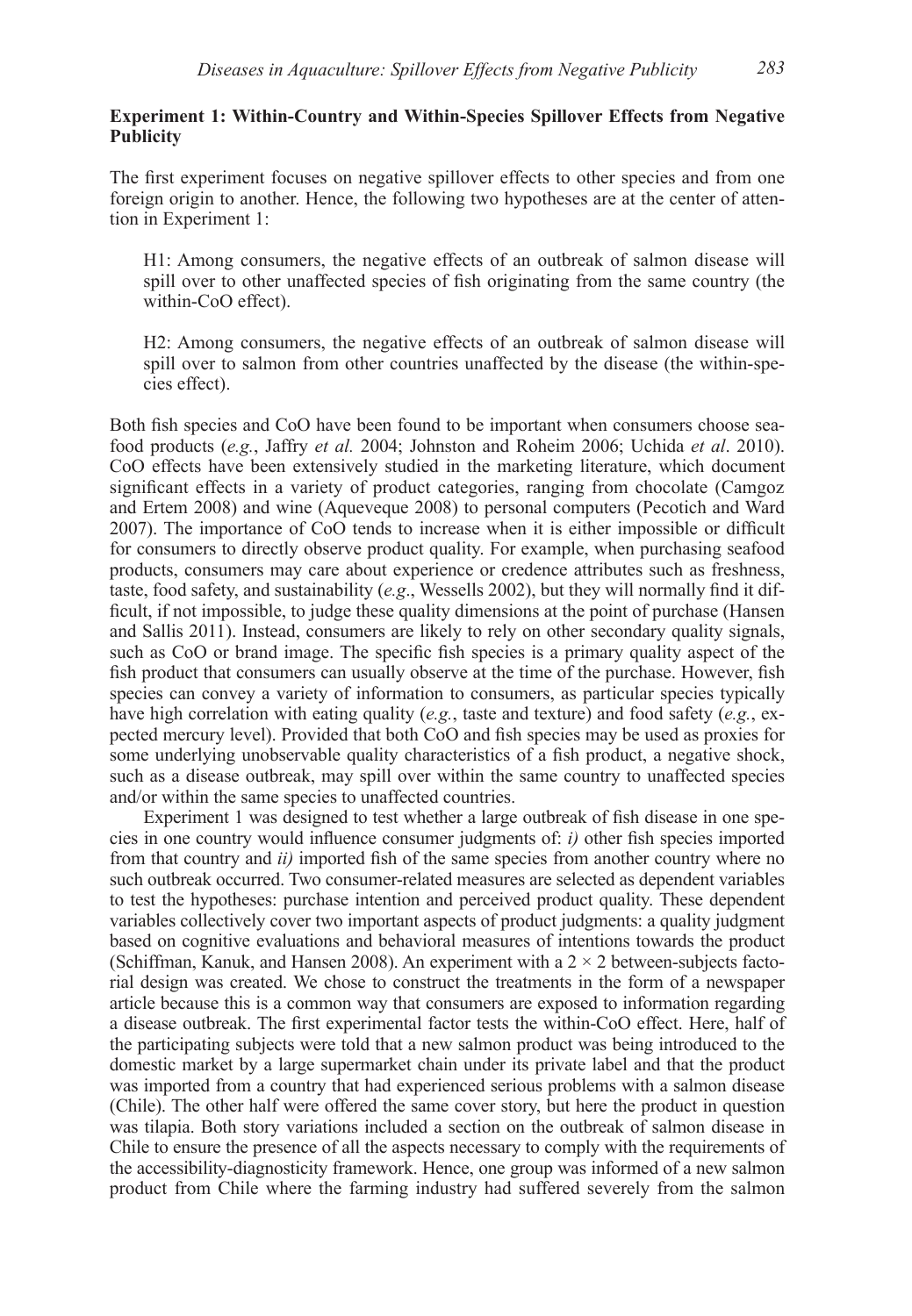### Experiment 1: Within-Country and Within-Species Spillover Effects from Negative Publicity

The first experiment focuses on negative spillover effects to other species and from one foreign origin to another. Hence, the following two hypotheses are at the center of attention in Experiment 1:

> H1: Among consumers, the negative effects of an outbreak of salmon disease will spill over to other unaffected species of fish originating from the same country (the within-CoO effect).
>
> H2: Among consumers, the negative effects of an outbreak of salmon disease will spill over to salmon from other countries unaffected by the disease (the within-species effect).

Both fish species and CoO have been found to be important when consumers choose seafood products (*e.g.*, Jaffry *et al.* 2004; Johnston and Roheim 2006; Uchida *et al*. 2010). CoO effects have been extensively studied in the marketing literature, which document significant effects in a variety of product categories, ranging from chocolate (Camgoz and Ertem 2008) and wine (Aqueveque 2008) to personal computers (Pecotich and Ward 2007). The importance of CoO tends to increase when it is either impossible or difficult for consumers to directly observe product quality. For example, when purchasing seafood products, consumers may care about experience or credence attributes such as freshness, taste, food safety, and sustainability (*e.g*., Wessells 2002), but they will normally find it difficult, if not impossible, to judge these quality dimensions at the point of purchase (Hansen and Sallis 2011). Instead, consumers are likely to rely on other secondary quality signals, such as CoO or brand image. The specific fish species is a primary quality aspect of the fish product that consumers can usually observe at the time of the purchase. However, fish species can convey a variety of information to consumers, as particular species typically have high correlation with eating quality (*e.g.*, taste and texture) and food safety (*e.g.*, expected mercury level). Provided that both CoO and fish species may be used as proxies for some underlying unobservable quality characteristics of a fish product, a negative shock, such as a disease outbreak, may spill over within the same country to unaffected species and/or within the same species to unaffected countries.

Experiment 1 was designed to test whether a large outbreak of fish disease in one species in one country would influence consumer judgments of: *i)* other fish species imported from that country and *ii)* imported fish of the same species from another country where no such outbreak occurred. Two consumer-related measures are selected as dependent variables to test the hypotheses: purchase intention and perceived product quality. These dependent variables collectively cover two important aspects of product judgments: a quality judgment based on cognitive evaluations and behavioral measures of intentions towards the product (Schiffman, Kanuk, and Hansen 2008). An experiment with a $2 \times 2$ between-subjects factorial design was created. We chose to construct the treatments in the form of a newspaper article because this is a common way that consumers are exposed to information regarding a disease outbreak. The first experimental factor tests the within-CoO effect. Here, half of the participating subjects were told that a new salmon product was being introduced to the domestic market by a large supermarket chain under its private label and that the product was imported from a country that had experienced serious problems with a salmon disease (Chile). The other half were offered the same cover story, but here the product in question was tilapia. Both story variations included a section on the outbreak of salmon disease in Chile to ensure the presence of all the aspects necessary to comply with the requirements of the accessibility-diagnosticity framework. Hence, one group was informed of a new salmon product from Chile where the farming industry had suffered severely from the salmon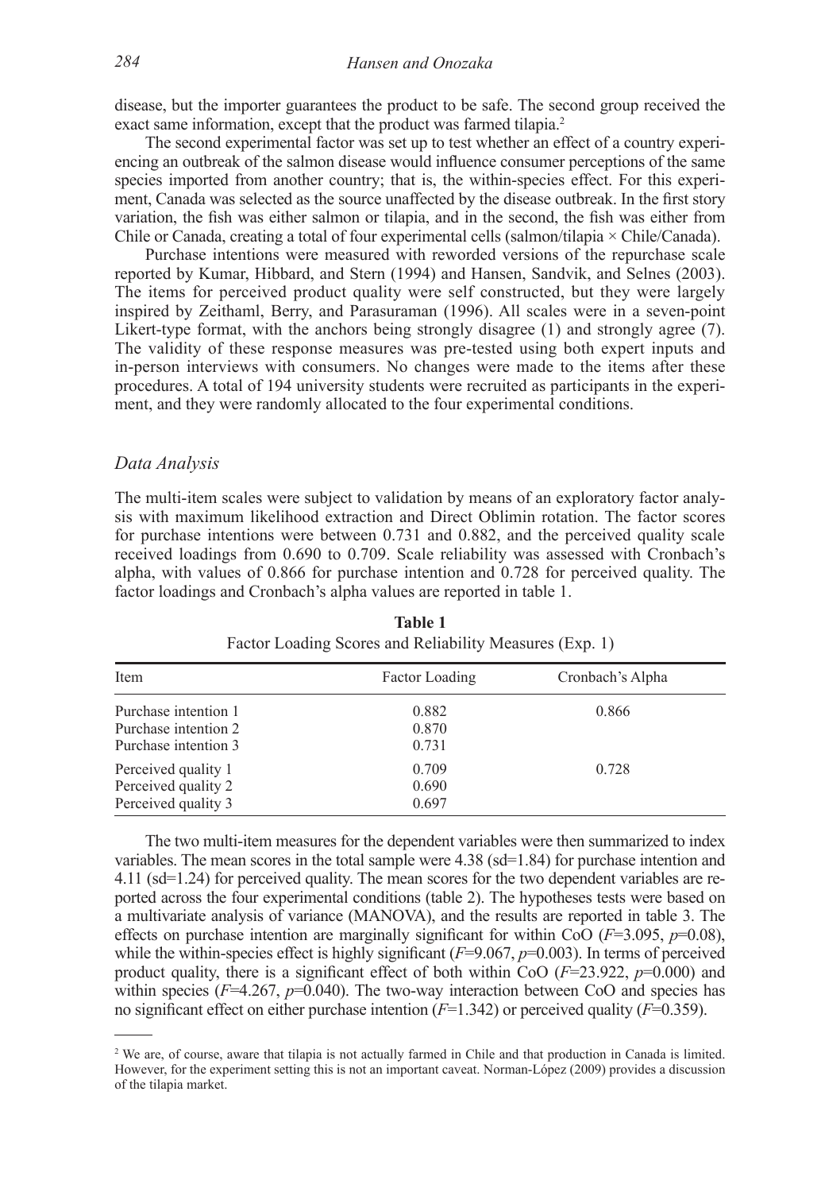disease, but the importer guarantees the product to be safe. The second group received the exact same information, except that the product was farmed tilapia.[2]

The second experimental factor was set up to test whether an effect of a country experiencing an outbreak of the salmon disease would influence consumer perceptions of the same species imported from another country; that is, the within-species effect. For this experiment, Canada was selected as the source unaffected by the disease outbreak. In the first story variation, the fish was either salmon or tilapia, and in the second, the fish was either from Chile or Canada, creating a total of four experimental cells (salmon/tilapia × Chile/Canada).

Purchase intentions were measured with reworded versions of the repurchase scale reported by Kumar, Hibbard, and Stern (1994) and Hansen, Sandvik, and Selnes (2003). The items for perceived product quality were self constructed, but they were largely inspired by Zeithaml, Berry, and Parasuraman (1996). All scales were in a seven-point Likert-type format, with the anchors being strongly disagree (1) and strongly agree (7). The validity of these response measures was pre-tested using both expert inputs and in-person interviews with consumers. No changes were made to the items after these procedures. A total of 194 university students were recruited as participants in the experiment, and they were randomly allocated to the four experimental conditions.

### *Data Analysis*

The multi-item scales were subject to validation by means of an exploratory factor analysis with maximum likelihood extraction and Direct Oblimin rotation. The factor scores for purchase intentions were between 0.731 and 0.882, and the perceived quality scale received loadings from 0.690 to 0.709. Scale reliability was assessed with Cronbach's alpha, with values of 0.866 for purchase intention and 0.728 for perceived quality. The factor loadings and Cronbach's alpha values are reported in table 1.

**Table 1**
Factor Loading Scores and Reliability Measures (Exp. 1)

| Item | Factor Loading | Cronbach's Alpha |
|---|---|---|
| Purchase intention 1 | 0.882 | 0.866 |
| Purchase intention 2 | 0.870 | |
| Purchase intention 3 | 0.731 | |
| Perceived quality 1 | 0.709 | 0.728 |
| Perceived quality 2 | 0.690 | |
| Perceived quality 3 | 0.697 | |

The two multi-item measures for the dependent variables were then summarized to index variables. The mean scores in the total sample were 4.38 (sd=1.84) for purchase intention and 4.11 (sd=1.24) for perceived quality. The mean scores for the two dependent variables are reported across the four experimental conditions (table 2). The hypotheses tests were based on a multivariate analysis of variance (MANOVA), and the results are reported in table 3. The effects on purchase intention are marginally significant for within CoO ($F=3.095$, $p=0.08$), while the within-species effect is highly significant ($F=9.067$, $p=0.003$). In terms of perceived product quality, there is a significant effect of both within CoO ($F=23.922$, $p=0.000$) and within species ($F=4.267$, $p=0.040$). The two-way interaction between CoO and species has no significant effect on either purchase intention ($F=1.342$) or perceived quality ($F=0.359$).

---

[2] We are, of course, aware that tilapia is not actually farmed in Chile and that production in Canada is limited. However, for the experiment setting this is not an important caveat. Norman-López (2009) provides a discussion of the tilapia market.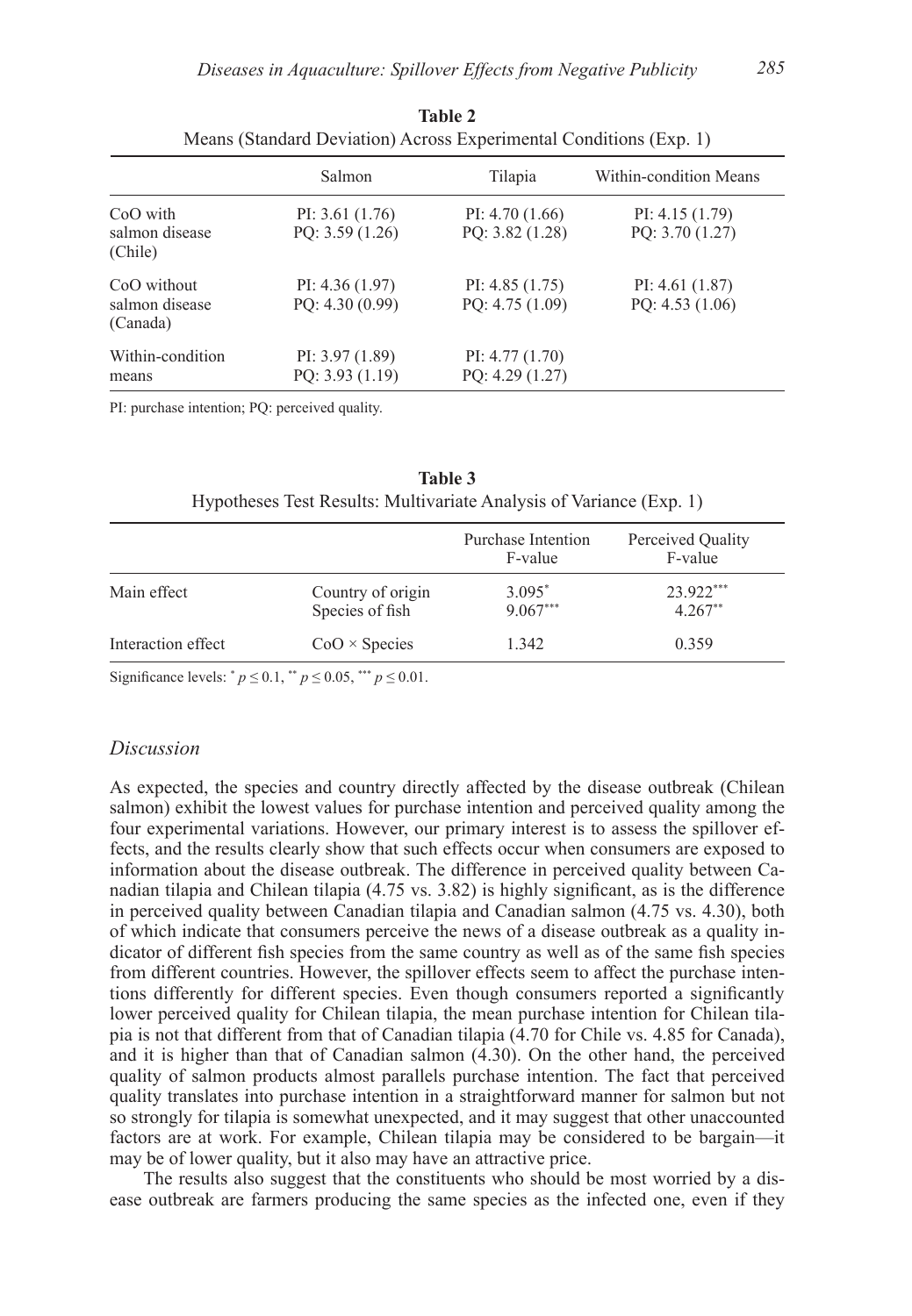**Table 2**

Means (Standard Deviation) Across Experimental Conditions (Exp. 1)

| | Salmon | Tilapia | Within-condition Means |
|---|---|---|---|
| CoO with salmon disease (Chile) | PI: 4.36 (1.97)<br>PQ: 4.30 (0.99) | PI: 4.85 (1.75)<br>PQ: 4.75 (1.09) | PI: 4.61 (1.87)<br>PQ: 4.53 (1.06) |
| Within-condition means | PI: 3.97 (1.89)<br>PQ: 3.93 (1.19) | PI: 4.77 (1.70)<br>PQ: 4.29 (1.27) | |

PI: purchase intention; PQ: perceived quality.

**Table 3**

Hypotheses Test Results: Multivariate Analysis of Variance (Exp. 1)

| | | Purchase Intention F-value | Perceived Quality F-value |
|---|---|---|---|
| Main effect | Country of origin | 3.095* | 23.922*** |
| | Species of fish | 9.067*** | 4.267** |
| Interaction effect | CoO × Species | 1.342 | 0.359 |

Significance levels: * $p \leq 0.1$, ** $p \leq 0.05$, *** $p \leq 0.01$.

### *Discussion*

As expected, the species and country directly affected by the disease outbreak (Chilean salmon) exhibit the lowest values for purchase intention and perceived quality among the four experimental variations. However, our primary interest is to assess the spillover effects, and the results clearly show that such effects occur when consumers are exposed to information about the disease outbreak. The difference in perceived quality between Canadian tilapia and Chilean tilapia (4.75 vs. 3.82) is highly significant, as is the difference in perceived quality between Canadian tilapia and Canadian salmon (4.75 vs. 4.30), both of which indicate that consumers perceive the news of a disease outbreak as a quality indicator of different fish species from the same country as well as of the same fish species from different countries. However, the spillover effects seem to affect the purchase intentions differently for different species. Even though consumers reported a significantly lower perceived quality for Chilean tilapia, the mean purchase intention for Chilean tilapia is not that different from that of Canadian tilapia (4.70 for Chile vs. 4.85 for Canada), and it is higher than that of Canadian salmon (4.30). On the other hand, the perceived quality of salmon products almost parallels purchase intention. The fact that perceived quality translates into purchase intention in a straightforward manner for salmon but not so strongly for tilapia is somewhat unexpected, and it may suggest that other unaccounted factors are at work. For example, Chilean tilapia may be considered to be bargain—it may be of lower quality, but it also may have an attractive price.

The results also suggest that the constituents who should be most worried by a disease outbreak are farmers producing the same species as the infected one, even if they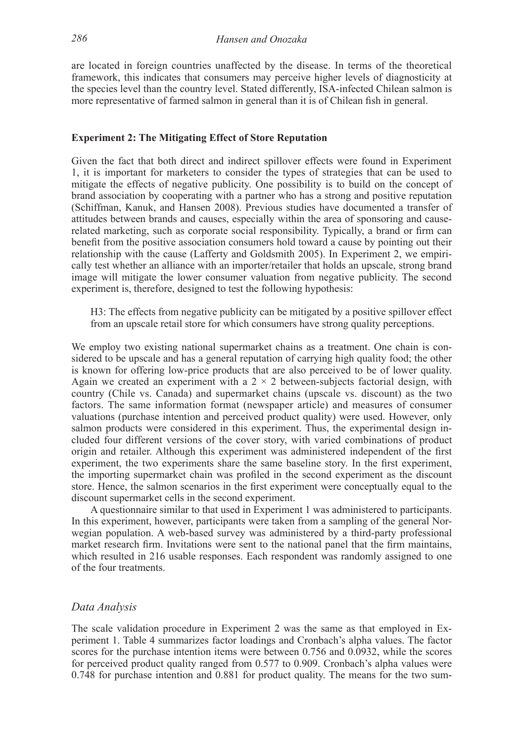are located in foreign countries unaffected by the disease. In terms of the theoretical framework, this indicates that consumers may perceive higher levels of diagnosticity at the species level than the country level. Stated differently, ISA-infected Chilean salmon is more representative of farmed salmon in general than it is of Chilean fish in general.

### Experiment 2: The Mitigating Effect of Store Reputation

Given the fact that both direct and indirect spillover effects were found in Experiment 1, it is important for marketers to consider the types of strategies that can be used to mitigate the effects of negative publicity. One possibility is to build on the concept of brand association by cooperating with a partner who has a strong and positive reputation (Schiffman, Kanuk, and Hansen 2008). Previous studies have documented a transfer of attitudes between brands and causes, especially within the area of sponsoring and cause-related marketing, such as corporate social responsibility. Typically, a brand or firm can benefit from the positive association consumers hold toward a cause by pointing out their relationship with the cause (Lafferty and Goldsmith 2005). In Experiment 2, we empirically test whether an alliance with an importer/retailer that holds an upscale, strong brand image will mitigate the lower consumer valuation from negative publicity. The second experiment is, therefore, designed to test the following hypothesis:

> H3: The effects from negative publicity can be mitigated by a positive spillover effect from an upscale retail store for which consumers have strong quality perceptions.

We employ two existing national supermarket chains as a treatment. One chain is considered to be upscale and has a general reputation of carrying high quality food; the other is known for offering low-price products that are also perceived to be of lower quality. Again we created an experiment with a $2 \times 2$ between-subjects factorial design, with country (Chile vs. Canada) and supermarket chains (upscale vs. discount) as the two factors. The same information format (newspaper article) and measures of consumer valuations (purchase intention and perceived product quality) were used. However, only salmon products were considered in this experiment. Thus, the experimental design included four different versions of the cover story, with varied combinations of product origin and retailer. Although this experiment was administered independent of the first experiment, the two experiments share the same baseline story. In the first experiment, the importing supermarket chain was profiled in the second experiment as the discount store. Hence, the salmon scenarios in the first experiment were conceptually equal to the discount supermarket cells in the second experiment.

A questionnaire similar to that used in Experiment 1 was administered to participants. In this experiment, however, participants were taken from a sampling of the general Norwegian population. A web-based survey was administered by a third-party professional market research firm. Invitations were sent to the national panel that the firm maintains, which resulted in 216 usable responses. Each respondent was randomly assigned to one of the four treatments.

#### *Data Analysis*

The scale validation procedure in Experiment 2 was the same as that employed in Experiment 1. Table 4 summarizes factor loadings and Cronbach's alpha values. The factor scores for the purchase intention items were between 0.756 and 0.0932, while the scores for perceived product quality ranged from 0.577 to 0.909. Cronbach's alpha values were 0.748 for purchase intention and 0.881 for product quality. The means for the two sum-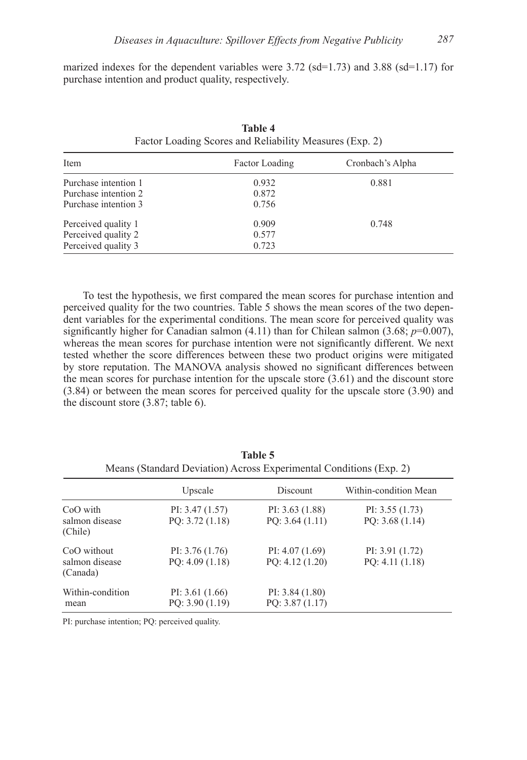marized indexes for the dependent variables were 3.72 (sd=1.73) and 3.88 (sd=1.17) for purchase intention and product quality, respectively.

**Table 4**
Factor Loading Scores and Reliability Measures (Exp. 2)

| Item | Factor Loading | Cronbach's Alpha |
|---|---|---|
| Purchase intention 1 | 0.932 | 0.881 |
| Purchase intention 2 | 0.872 | |
| Purchase intention 3 | 0.756 | |
| Perceived quality 1 | 0.909 | 0.748 |
| Perceived quality 2 | 0.577 | |
| Perceived quality 3 | 0.723 | |

To test the hypothesis, we first compared the mean scores for purchase intention and perceived quality for the two countries. Table 5 shows the mean scores of the two dependent variables for the experimental conditions. The mean score for perceived quality was significantly higher for Canadian salmon (4.11) than for Chilean salmon (3.68; $p$=0.007), whereas the mean scores for purchase intention were not significantly different. We next tested whether the score differences between these two product origins were mitigated by store reputation. The MANOVA analysis showed no significant differences between the mean scores for purchase intention for the upscale store (3.61) and the discount store (3.84) or between the mean scores for perceived quality for the upscale store (3.90) and the discount store (3.87; table 6).

**Table 5**
Means (Standard Deviation) Across Experimental Conditions (Exp. 2)

| | Upscale | Discount | Within-condition Mean |
|---|---|---|---|
| CoO with salmon disease (Chile) | PI: 3.47 (1.57)<br>PQ: 3.72 (1.18) | PI: 3.63 (1.88)<br>PQ: 3.64 (1.11) | PI: 3.55 (1.73)<br>PQ: 3.68 (1.14) |
| CoO without salmon disease (Canada) | PI: 3.76 (1.76)<br>PQ: 4.09 (1.18) | PI: 4.07 (1.69)<br>PQ: 4.12 (1.20) | PI: 3.91 (1.72)<br>PQ: 4.11 (1.18) |
| Within-condition mean | PI: 3.61 (1.66)<br>PQ: 3.90 (1.19) | PI: 3.84 (1.80)<br>PQ: 3.87 (1.17) | |

PI: purchase intention; PQ: perceived quality.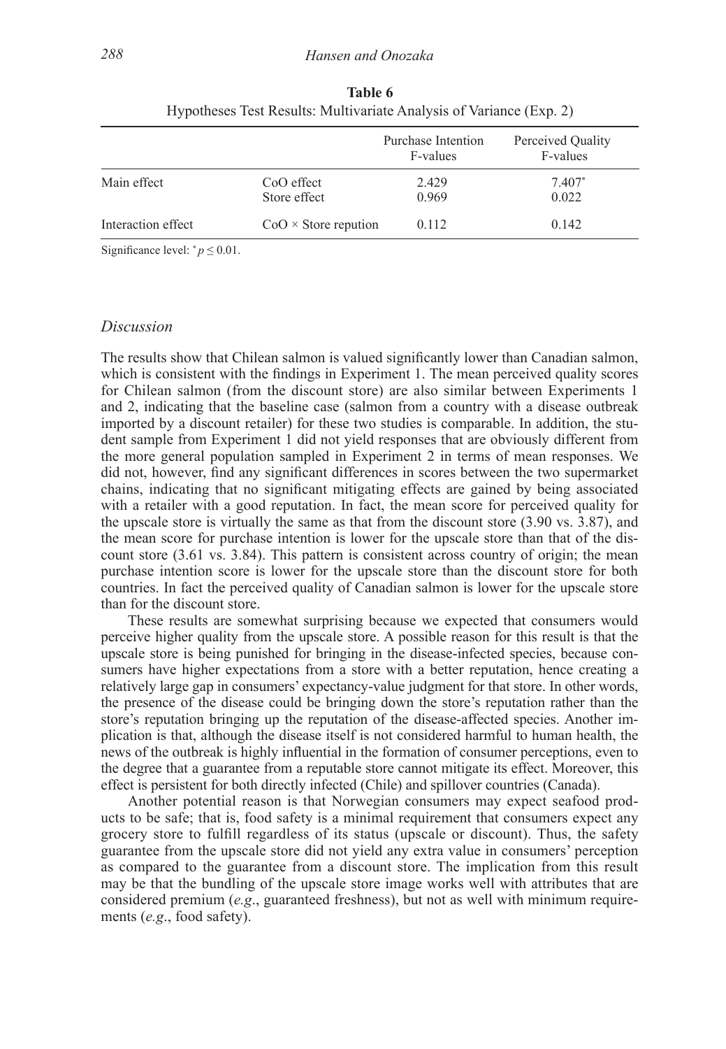**Table 6**
Hypotheses Test Results: Multivariate Analysis of Variance (Exp. 2)

| | | Purchase Intention F-values | Perceived Quality F-values |
|---|---|---|---|
| Main effect | CoO effect | 2.429 | 7.407* |
| | Store effect | 0.969 | 0.022 |
| Interaction effect | CoO × Store reputation | 0.112 | 0.142 |

Significance level: * $p \leq 0.01$.

### *Discussion*

The results show that Chilean salmon is valued significantly lower than Canadian salmon, which is consistent with the findings in Experiment 1. The mean perceived quality scores for Chilean salmon (from the discount store) are also similar between Experiments 1 and 2, indicating that the baseline case (salmon from a country with a disease outbreak imported by a discount retailer) for these two studies is comparable. In addition, the student sample from Experiment 1 did not yield responses that are obviously different from the more general population sampled in Experiment 2 in terms of mean responses. We did not, however, find any significant differences in scores between the two supermarket chains, indicating that no significant mitigating effects are gained by being associated with a retailer with a good reputation. In fact, the mean score for perceived quality for the upscale store is virtually the same as that from the discount store (3.90 vs. 3.87), and the mean score for purchase intention is lower for the upscale store than that of the discount store (3.61 vs. 3.84). This pattern is consistent across country of origin; the mean purchase intention score is lower for the upscale store than the discount store for both countries. In fact the perceived quality of Canadian salmon is lower for the upscale store than for the discount store.

These results are somewhat surprising because we expected that consumers would perceive higher quality from the upscale store. A possible reason for this result is that the upscale store is being punished for bringing in the disease-infected species, because consumers have higher expectations from a store with a better reputation, hence creating a relatively large gap in consumers' expectancy-value judgment for that store. In other words, the presence of the disease could be bringing down the store's reputation rather than the store's reputation bringing up the reputation of the disease-affected species. Another implication is that, although the disease itself is not considered harmful to human health, the news of the outbreak is highly influential in the formation of consumer perceptions, even to the degree that a guarantee from a reputable store cannot mitigate its effect. Moreover, this effect is persistent for both directly infected (Chile) and spillover countries (Canada).

Another potential reason is that Norwegian consumers may expect seafood products to be safe; that is, food safety is a minimal requirement that consumers expect any grocery store to fulfill regardless of its status (upscale or discount). Thus, the safety guarantee from the upscale store did not yield any extra value in consumers' perception as compared to the guarantee from a discount store. The implication from this result may be that the bundling of the upscale store image works well with attributes that are considered premium (*e.g*., guaranteed freshness), but not as well with minimum requirements (*e.g*., food safety).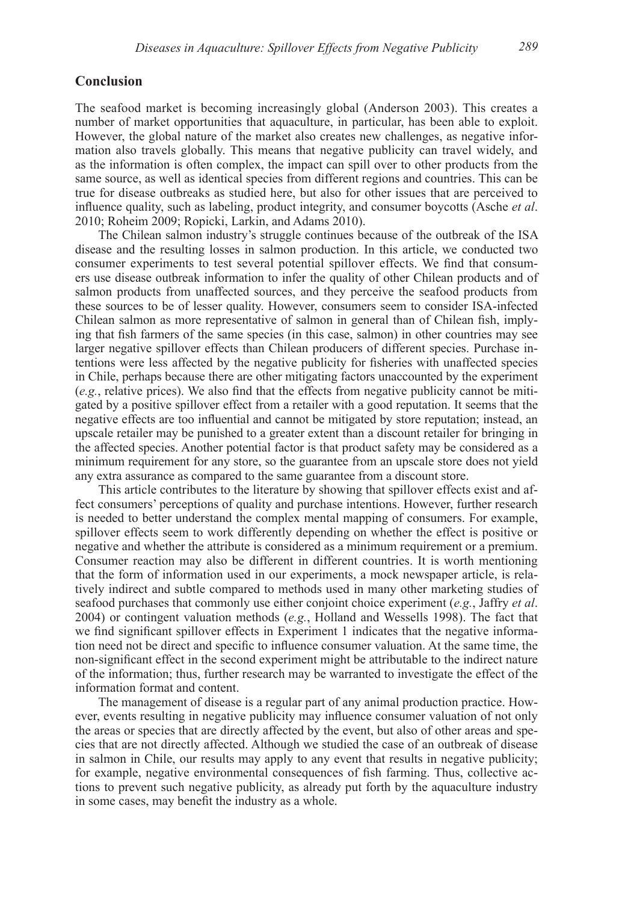## Conclusion

The seafood market is becoming increasingly global (Anderson 2003). This creates a number of market opportunities that aquaculture, in particular, has been able to exploit. However, the global nature of the market also creates new challenges, as negative information also travels globally. This means that negative publicity can travel widely, and as the information is often complex, the impact can spill over to other products from the same source, as well as identical species from different regions and countries. This can be true for disease outbreaks as studied here, but also for other issues that are perceived to influence quality, such as labeling, product integrity, and consumer boycotts (Asche *et al*. 2010; Roheim 2009; Ropicki, Larkin, and Adams 2010).

The Chilean salmon industry's struggle continues because of the outbreak of the ISA disease and the resulting losses in salmon production. In this article, we conducted two consumer experiments to test several potential spillover effects. We find that consumers use disease outbreak information to infer the quality of other Chilean products and of salmon products from unaffected sources, and they perceive the seafood products from these sources to be of lesser quality. However, consumers seem to consider ISA-infected Chilean salmon as more representative of salmon in general than of Chilean fish, implying that fish farmers of the same species (in this case, salmon) in other countries may see larger negative spillover effects than Chilean producers of different species. Purchase intentions were less affected by the negative publicity for fisheries with unaffected species in Chile, perhaps because there are other mitigating factors unaccounted by the experiment (*e.g.*, relative prices). We also find that the effects from negative publicity cannot be mitigated by a positive spillover effect from a retailer with a good reputation. It seems that the negative effects are too influential and cannot be mitigated by store reputation; instead, an upscale retailer may be punished to a greater extent than a discount retailer for bringing in the affected species. Another potential factor is that product safety may be considered as a minimum requirement for any store, so the guarantee from an upscale store does not yield any extra assurance as compared to the same guarantee from a discount store.

This article contributes to the literature by showing that spillover effects exist and affect consumers' perceptions of quality and purchase intentions. However, further research is needed to better understand the complex mental mapping of consumers. For example, spillover effects seem to work differently depending on whether the effect is positive or negative and whether the attribute is considered as a minimum requirement or a premium. Consumer reaction may also be different in different countries. It is worth mentioning that the form of information used in our experiments, a mock newspaper article, is relatively indirect and subtle compared to methods used in many other marketing studies of seafood purchases that commonly use either conjoint choice experiment (*e.g.*, Jaffry *et al*. 2004) or contingent valuation methods (*e.g.*, Holland and Wessells 1998). The fact that we find significant spillover effects in Experiment 1 indicates that the negative information need not be direct and specific to influence consumer valuation. At the same time, the non-significant effect in the second experiment might be attributable to the indirect nature of the information; thus, further research may be warranted to investigate the effect of the information format and content.

The management of disease is a regular part of any animal production practice. However, events resulting in negative publicity may influence consumer valuation of not only the areas or species that are directly affected by the event, but also of other areas and species that are not directly affected. Although we studied the case of an outbreak of disease in salmon in Chile, our results may apply to any event that results in negative publicity; for example, negative environmental consequences of fish farming. Thus, collective actions to prevent such negative publicity, as already put forth by the aquaculture industry in some cases, may benefit the industry as a whole.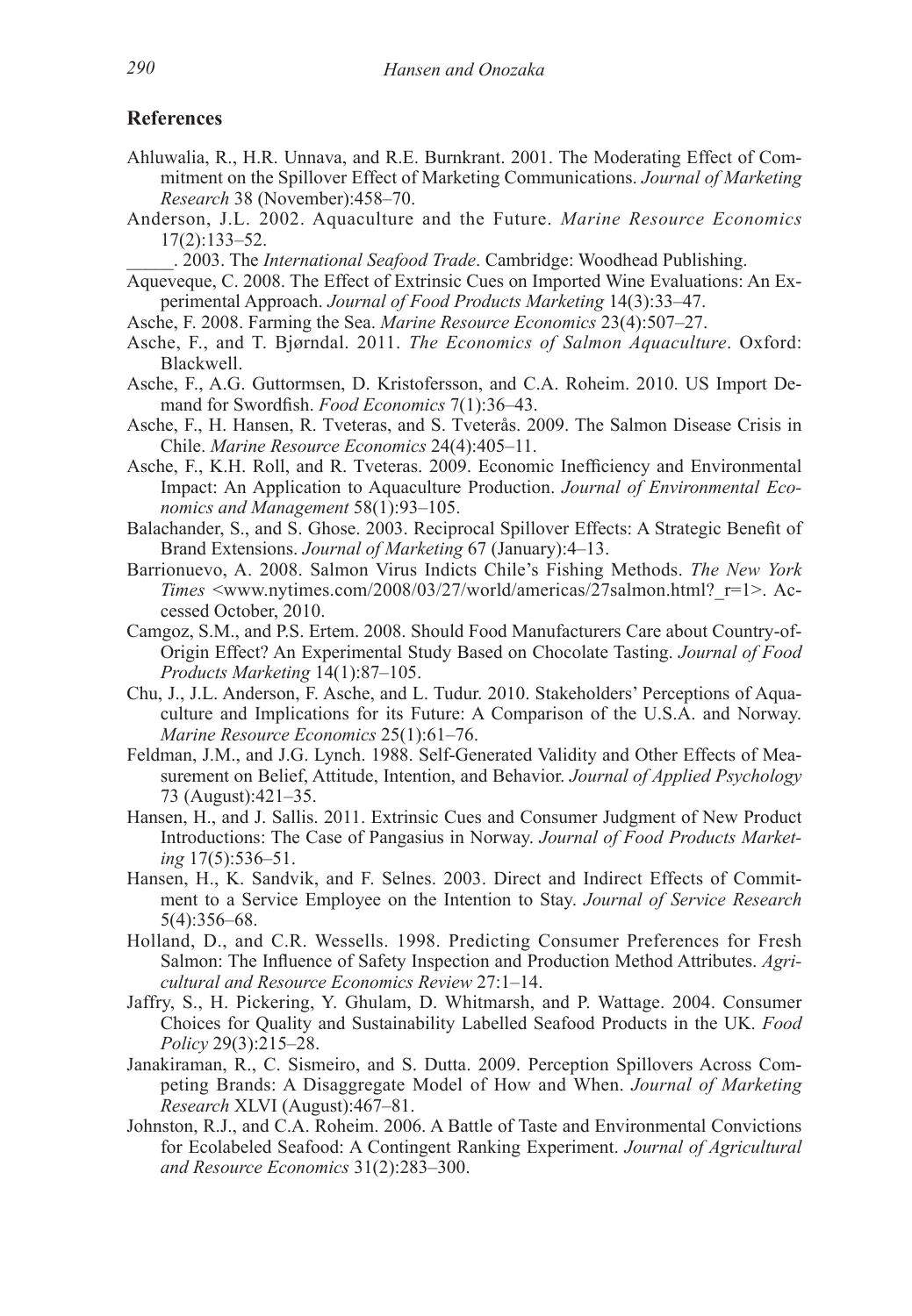## References

Ahluwalia, R., H.R. Unnava, and R.E. Burnkrant. 2001. The Moderating Effect of Commitment on the Spillover Effect of Marketing Communications. *Journal of Marketing Research* 38 (November):458–70.

Anderson, J.L. 2002. Aquaculture and the Future. *Marine Resource Economics* 17(2):133–52.

_____. 2003. The *International Seafood Trade*. Cambridge: Woodhead Publishing.

Aqueveque, C. 2008. The Effect of Extrinsic Cues on Imported Wine Evaluations: An Experimental Approach. *Journal of Food Products Marketing* 14(3):33–47.

Asche, F. 2008. Farming the Sea. *Marine Resource Economics* 23(4):507–27.

Asche, F., and T. Bjørndal. 2011. *The Economics of Salmon Aquaculture*. Oxford: Blackwell.

Asche, F., A.G. Guttormsen, D. Kristofersson, and C.A. Roheim. 2010. US Import Demand for Swordfish. *Food Economics* 7(1):36–43.

Asche, F., H. Hansen, R. Tveteras, and S. Tveterås. 2009. The Salmon Disease Crisis in Chile. *Marine Resource Economics* 24(4):405–11.

Asche, F., K.H. Roll, and R. Tveteras. 2009. Economic Inefficiency and Environmental Impact: An Application to Aquaculture Production. *Journal of Environmental Economics and Management* 58(1):93–105.

Balachander, S., and S. Ghose. 2003. Reciprocal Spillover Effects: A Strategic Benefit of Brand Extensions. *Journal of Marketing* 67 (January):4–13.

Barrionuevo, A. 2008. Salmon Virus Indicts Chile's Fishing Methods. *The New York Times* <www.nytimes.com/2008/03/27/world/americas/27salmon.html?_r=1>. Accessed October, 2010.

Camgoz, S.M., and P.S. Ertem. 2008. Should Food Manufacturers Care about Country-of-Origin Effect? An Experimental Study Based on Chocolate Tasting. *Journal of Food Products Marketing* 14(1):87–105.

Chu, J., J.L. Anderson, F. Asche, and L. Tudur. 2010. Stakeholders' Perceptions of Aquaculture and Implications for its Future: A Comparison of the U.S.A. and Norway. *Marine Resource Economics* 25(1):61–76.

Feldman, J.M., and J.G. Lynch. 1988. Self-Generated Validity and Other Effects of Measurement on Belief, Attitude, Intention, and Behavior. *Journal of Applied Psychology* 73 (August):421–35.

Hansen, H., and J. Sallis. 2011. Extrinsic Cues and Consumer Judgment of New Product Introductions: The Case of Pangasius in Norway. *Journal of Food Products Marketing* 17(5):536–51.

Hansen, H., K. Sandvik, and F. Selnes. 2003. Direct and Indirect Effects of Commitment to a Service Employee on the Intention to Stay. *Journal of Service Research* 5(4):356–68.

Holland, D., and C.R. Wessells. 1998. Predicting Consumer Preferences for Fresh Salmon: The Influence of Safety Inspection and Production Method Attributes. *Agricultural and Resource Economics Review* 27:1–14.

Jaffry, S., H. Pickering, Y. Ghulam, D. Whitmarsh, and P. Wattage. 2004. Consumer Choices for Quality and Sustainability Labelled Seafood Products in the UK. *Food Policy* 29(3):215–28.

Janakiraman, R., C. Sismeiro, and S. Dutta. 2009. Perception Spillovers Across Competing Brands: A Disaggregate Model of How and When. *Journal of Marketing Research* XLVI (August):467–81.

Johnston, R.J., and C.A. Roheim. 2006. A Battle of Taste and Environmental Convictions for Ecolabeled Seafood: A Contingent Ranking Experiment. *Journal of Agricultural and Resource Economics* 31(2):283–300.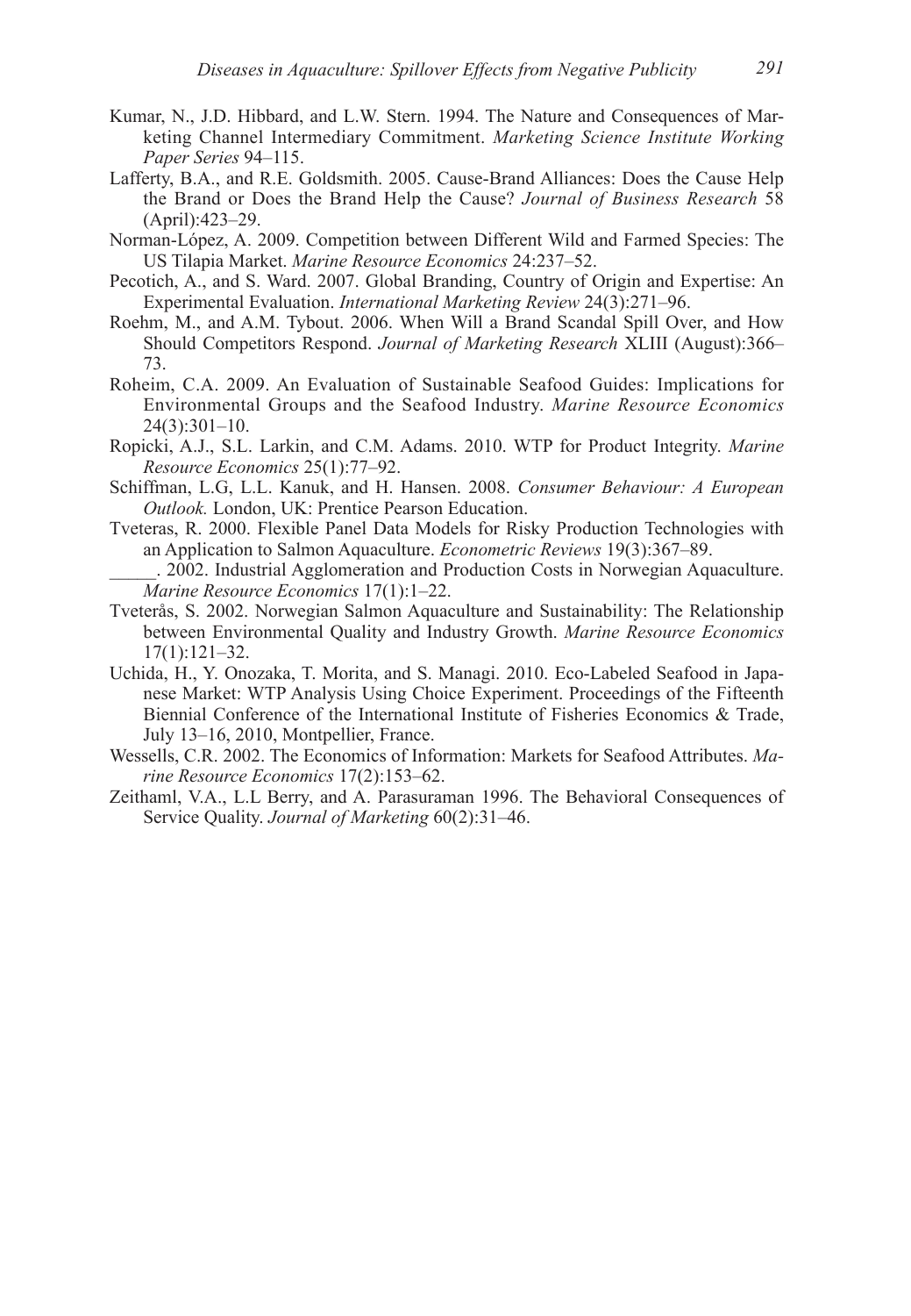Kumar, N., J.D. Hibbard, and L.W. Stern. 1994. The Nature and Consequences of Marketing Channel Intermediary Commitment. *Marketing Science Institute Working Paper Series* 94–115.

Lafferty, B.A., and R.E. Goldsmith. 2005. Cause-Brand Alliances: Does the Cause Help the Brand or Does the Brand Help the Cause? *Journal of Business Research* 58 (April):423–29.

Norman-López, A. 2009. Competition between Different Wild and Farmed Species: The US Tilapia Market. *Marine Resource Economics* 24:237–52.

Pecotich, A., and S. Ward. 2007. Global Branding, Country of Origin and Expertise: An Experimental Evaluation. *International Marketing Review* 24(3):271–96.

Roehm, M., and A.M. Tybout. 2006. When Will a Brand Scandal Spill Over, and How Should Competitors Respond. *Journal of Marketing Research* XLIII (August):366–73.

Roheim, C.A. 2009. An Evaluation of Sustainable Seafood Guides: Implications for Environmental Groups and the Seafood Industry. *Marine Resource Economics* 24(3):301–10.

Ropicki, A.J., S.L. Larkin, and C.M. Adams. 2010. WTP for Product Integrity. *Marine Resource Economics* 25(1):77–92.

Schiffman, L.G, L.L. Kanuk, and H. Hansen. 2008. *Consumer Behaviour: A European Outlook.* London, UK: Prentice Pearson Education.

Tveteras, R. 2000. Flexible Panel Data Models for Risky Production Technologies with an Application to Salmon Aquaculture. *Econometric Reviews* 19(3):367–89.

_____. 2002. Industrial Agglomeration and Production Costs in Norwegian Aquaculture. *Marine Resource Economics* 17(1):1–22.

Tveterås, S. 2002. Norwegian Salmon Aquaculture and Sustainability: The Relationship between Environmental Quality and Industry Growth. *Marine Resource Economics* 17(1):121–32.

Uchida, H., Y. Onozaka, T. Morita, and S. Managi. 2010. Eco-Labeled Seafood in Japanese Market: WTP Analysis Using Choice Experiment. Proceedings of the Fifteenth Biennial Conference of the International Institute of Fisheries Economics & Trade, July 13–16, 2010, Montpellier, France.

Wessells, C.R. 2002. The Economics of Information: Markets for Seafood Attributes. *Marine Resource Economics* 17(2):153–62.

Zeithaml, V.A., L.L Berry, and A. Parasuraman 1996. The Behavioral Consequences of Service Quality. *Journal of Marketing* 60(2):31–46.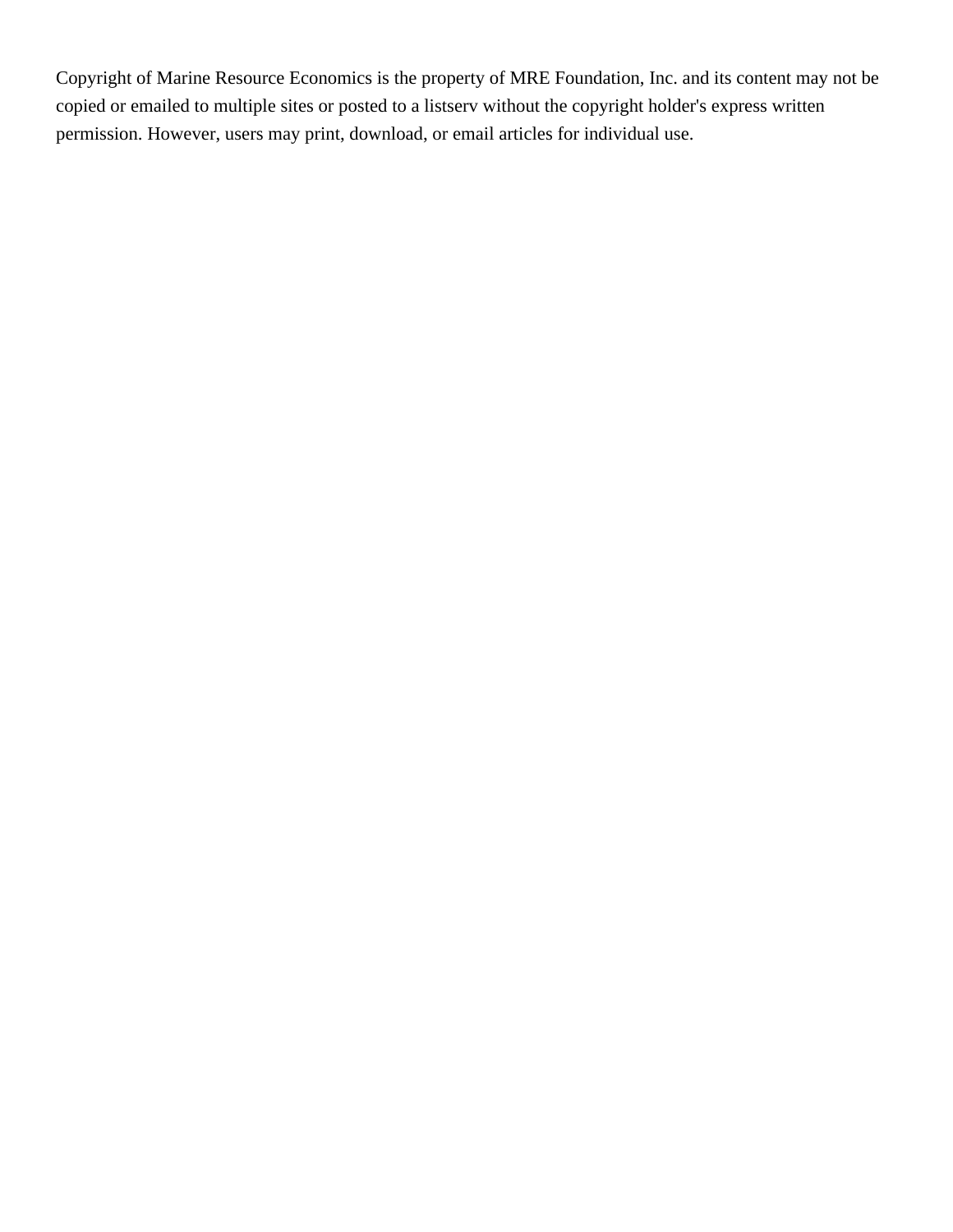Copyright of Marine Resource Economics is the property of MRE Foundation, Inc. and its content may not be copied or emailed to multiple sites or posted to a listserv without the copyright holder's express written permission. However, users may print, download, or email articles for individual use.